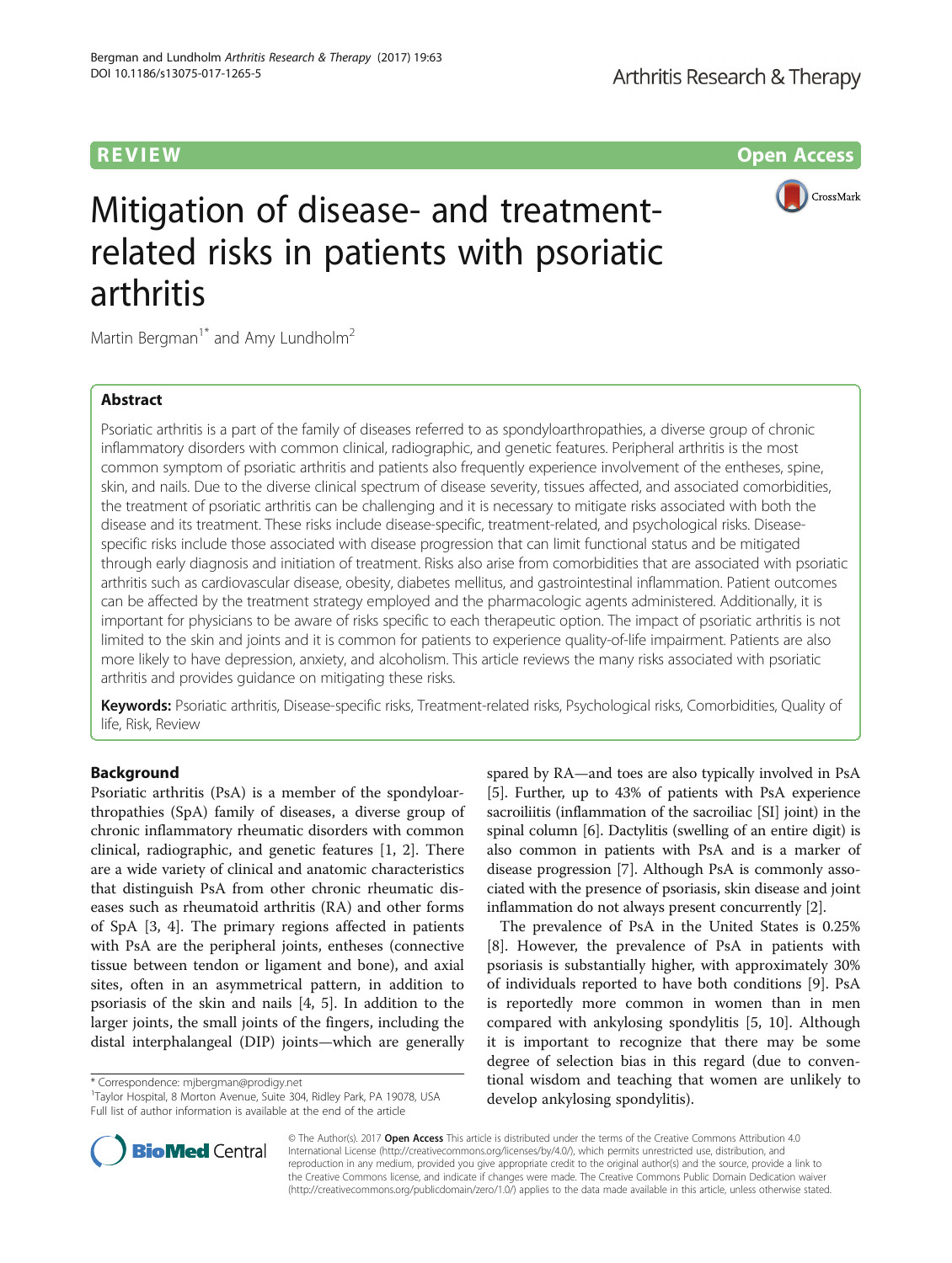REVIEW Open Access

# Mitigation of disease- and treatment-related risks in patients with psoriatic arthritis

Martin Bergman[1*] and Amy Lundholm[2]

## Abstract

Psoriatic arthritis is a part of the family of diseases referred to as spondyloarthropathies, a diverse group of chronic inflammatory disorders with common clinical, radiographic, and genetic features. Peripheral arthritis is the most common symptom of psoriatic arthritis and patients also frequently experience involvement of the entheses, spine, skin, and nails. Due to the diverse clinical spectrum of disease severity, tissues affected, and associated comorbidities, the treatment of psoriatic arthritis can be challenging and it is necessary to mitigate risks associated with both the disease and its treatment. These risks include disease-specific, treatment-related, and psychological risks. Disease-specific risks include those associated with disease progression that can limit functional status and be mitigated through early diagnosis and initiation of treatment. Risks also arise from comorbidities that are associated with psoriatic arthritis such as cardiovascular disease, obesity, diabetes mellitus, and gastrointestinal inflammation. Patient outcomes can be affected by the treatment strategy employed and the pharmacologic agents administered. Additionally, it is important for physicians to be aware of risks specific to each therapeutic option. The impact of psoriatic arthritis is not limited to the skin and joints and it is common for patients to experience quality-of-life impairment. Patients are also more likely to have depression, anxiety, and alcoholism. This article reviews the many risks associated with psoriatic arthritis and provides guidance on mitigating these risks.

**Keywords:** Psoriatic arthritis, Disease-specific risks, Treatment-related risks, Psychological risks, Comorbidities, Quality of life, Risk, Review

## Background

Psoriatic arthritis (PsA) is a member of the spondyloarthropathies (SpA) family of diseases, a diverse group of chronic inflammatory rheumatic disorders with common clinical, radiographic, and genetic features [1, 2]. There are a wide variety of clinical and anatomic characteristics that distinguish PsA from other chronic rheumatic diseases such as rheumatoid arthritis (RA) and other forms of SpA [3, 4]. The primary regions affected in patients with PsA are the peripheral joints, entheses (connective tissue between tendon or ligament and bone), and axial sites, often in an asymmetrical pattern, in addition to psoriasis of the skin and nails [4, 5]. In addition to the larger joints, the small joints of the fingers, including the distal interphalangeal (DIP) joints—which are generally spared by RA—and toes are also typically involved in PsA [5]. Further, up to 43% of patients with PsA experience sacroiliitis (inflammation of the sacroiliac [SI] joint) in the spinal column [6]. Dactylitis (swelling of an entire digit) is also common in patients with PsA and is a marker of disease progression [7]. Although PsA is commonly associated with the presence of psoriasis, skin disease and joint inflammation do not always present concurrently [2].

The prevalence of PsA in the United States is 0.25% [8]. However, the prevalence of PsA in patients with psoriasis is substantially higher, with approximately 30% of individuals reported to have both conditions [9]. PsA is reportedly more common in women than in men compared with ankylosing spondylitis [5, 10]. Although it is important to recognize that there may be some degree of selection bias in this regard (due to conventional wisdom and teaching that women are unlikely to develop ankylosing spondylitis).

\* Correspondence: mjbergman@prodigy.net
[1]Taylor Hospital, 8 Morton Avenue, Suite 304, Ridley Park, PA 19078, USA
Full list of author information is available at the end of the article

© The Author(s). 2017 **Open Access** This article is distributed under the terms of the Creative Commons Attribution 4.0 International License (http://creativecommons.org/licenses/by/4.0/), which permits unrestricted use, distribution, and reproduction in any medium, provided you give appropriate credit to the original author(s) and the source, provide a link to the Creative Commons license, and indicate if changes were made. The Creative Commons Public Domain Dedication waiver (http://creativecommons.org/publicdomain/zero/1.0/) applies to the data made available in this article, unless otherwise stated.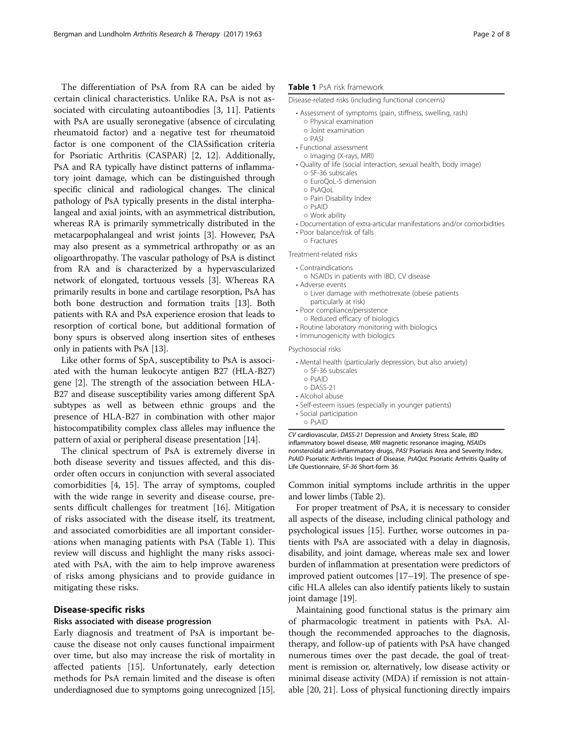The differentiation of PsA from RA can be aided by certain clinical characteristics. Unlike RA, PsA is not associated with circulating autoantibodies [3, 11]. Patients with PsA are usually seronegative (absence of circulating rheumatoid factor) and a negative test for rheumatoid factor is one component of the ClASsification criteria for Psoriatic Arthritis (CASPAR) [2, 12]. Additionally, PsA and RA typically have distinct patterns of inflammatory joint damage, which can be distinguished through specific clinical and radiological changes. The clinical pathology of PsA typically presents in the distal interphalangeal and axial joints, with an asymmetrical distribution, whereas RA is primarily symmetrically distributed in the metacarpophalangeal and wrist joints [3]. However, PsA may also present as a symmetrical arthropathy or as an oligoarthropathy. The vascular pathology of PsA is distinct from RA and is characterized by a hypervascularized network of elongated, tortuous vessels [3]. Whereas RA primarily results in bone and cartilage resorption, PsA has both bone destruction and formation traits [13]. Both patients with RA and PsA experience erosion that leads to resorption of cortical bone, but additional formation of bony spurs is observed along insertion sites of entheses only in patients with PsA [13].

Like other forms of SpA, susceptibility to PsA is associated with the human leukocyte antigen B27 (HLA-B27) gene [2]. The strength of the association between HLA-B27 and disease susceptibility varies among different SpA subtypes as well as between ethnic groups and the presence of HLA-B27 in combination with other major histocompatibility complex class alleles may influence the pattern of axial or peripheral disease presentation [14].

The clinical spectrum of PsA is extremely diverse in both disease severity and tissues affected, and this disorder often occurs in conjunction with several associated comorbidities [4, 15]. The array of symptoms, coupled with the wide range in severity and disease course, presents difficult challenges for treatment [16]. Mitigation of risks associated with the disease itself, its treatment, and associated comorbidities are all important considerations when managing patients with PsA (Table 1). This review will discuss and highlight the many risks associated with PsA, with the aim to help improve awareness of risks among physicians and to provide guidance in mitigating these risks.

**Table 1** PsA risk framework

Disease-related risks (including functional concerns)

- Assessment of symptoms (pain, stiffness, swelling, rash)
  - Physical examination
  - Joint examination
  - PASI
- Functional assessment
  - Imaging (X-rays, MRI)
- Quality of life (social interaction, sexual health, body image)
  - SF-36 subscales
  - EuroQoL-5 dimension
  - PsAQoL
  - Pain Disability Index
  - PsAID
  - Work ability
- Documentation of extra-articular manifestations and/or comorbidities
- Poor balance/risk of falls
  - Fractures

Treatment-related risks

- Contraindications
  - NSAIDs in patients with IBD, CV disease
- Adverse events
  - Liver damage with methotrexate (obese patients particularly at risk)
- Poor compliance/persistence
  - Reduced efficacy of biologics
- Routine laboratory monitoring with biologics
- Immunogenicity with biologics

Psychosocial risks

- Mental health (particularly depression, but also anxiety)
  - SF-36 subscales
  - PsAID
  - DASS-21
- Alcohol abuse
- Self-esteem issues (especially in younger patients)
- Social participation
  - PsAID

*CV* cardiovascular, *DASS-21* Depression and Anxiety Stress Scale, *IBD* inflammatory bowel disease, *MRI* magnetic resonance imaging, *NSAIDs* nonsteroidal anti-inflammatory drugs, *PASI* Psoriasis Area and Severity Index, *PsAID* Psoriatic Arthritis Impact of Disease, *PsAQoL* Psoriatic Arthritis Quality of Life Questionnaire, *SF-36* Short-form 36

## Disease-specific risks

### Risks associated with disease progression

Early diagnosis and treatment of PsA is important because the disease not only causes functional impairment over time, but also may increase the risk of mortality in affected patients [15]. Unfortunately, early detection methods for PsA remain limited and the disease is often underdiagnosed due to symptoms going unrecognized [15]. Common initial symptoms include arthritis in the upper and lower limbs (Table 2).

For proper treatment of PsA, it is necessary to consider all aspects of the disease, including clinical pathology and psychological issues [15]. Further, worse outcomes in patients with PsA are associated with a delay in diagnosis, disability, and joint damage, whereas male sex and lower burden of inflammation at presentation were predictors of improved patient outcomes [17–19]. The presence of specific HLA alleles can also identify patients likely to sustain joint damage [19].

Maintaining good functional status is the primary aim of pharmacologic treatment in patients with PsA. Although the recommended approaches to the diagnosis, therapy, and follow-up of patients with PsA have changed numerous times over the past decade, the goal of treatment is remission or, alternatively, low disease activity or minimal disease activity (MDA) if remission is not attainable [20, 21]. Loss of physical functioning directly impairs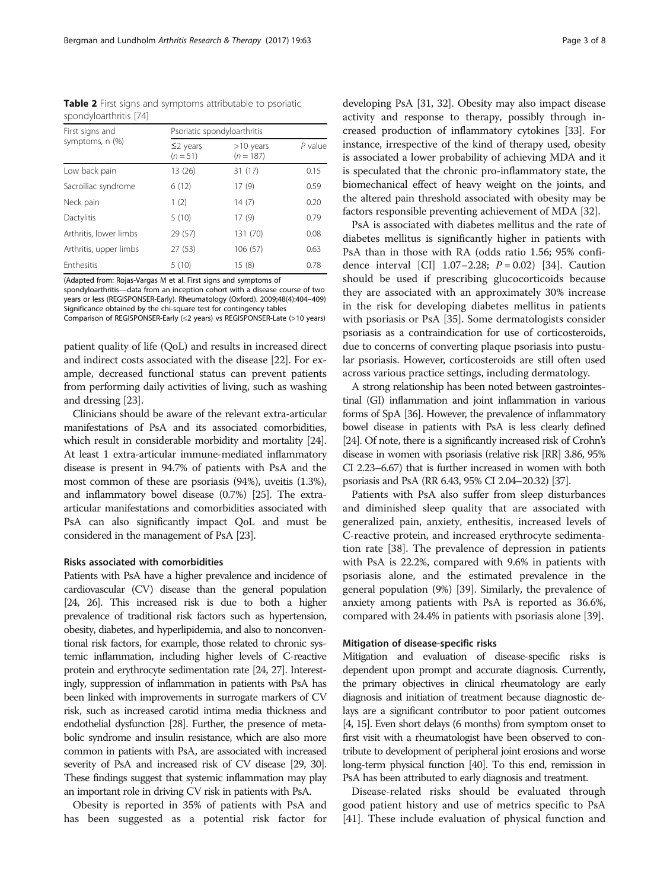**Table 2** First signs and symptoms attributable to psoriatic spondyloarthritis [74]

| First signs and symptoms, n (%) | Psoriatic spondyloarthritis | | |
|---|---|---|---|
| | ≤2 years ($n = 51$) | >10 years ($n = 187$) | $P$ value |
| Low back pain | 13 (26) | 31 (17) | 0.15 |
| Sacroiliac syndrome | 6 (12) | 17 (9) | 0.59 |
| Neck pain | 1 (2) | 14 (7) | 0.20 |
| Dactylitis | 5 (10) | 17 (9) | 0.79 |
| Arthritis, lower limbs | 29 (57) | 131 (70) | 0.08 |
| Arthritis, upper limbs | 27 (53) | 106 (57) | 0.63 |
| Enthesitis | 5 (10) | 15 (8) | 0.78 |

(Adapted from: Rojas-Vargas M et al. First signs and symptoms of spondyloarthritis—data from an inception cohort with a disease course of two years or less (REGISPONSER-Early). Rheumatology (Oxford). 2009;48(4):404–409)
Significance obtained by the chi-square test for contingency tables
Comparison of REGISPONSER-Early (≤2 years) vs REGISPONSER-Late (>10 years)

patient quality of life (QoL) and results in increased direct and indirect costs associated with the disease [22]. For example, decreased functional status can prevent patients from performing daily activities of living, such as washing and dressing [23].

Clinicians should be aware of the relevant extra-articular manifestations of PsA and its associated comorbidities, which result in considerable morbidity and mortality [24]. At least 1 extra-articular immune-mediated inflammatory disease is present in 94.7% of patients with PsA and the most common of these are psoriasis (94%), uveitis (1.3%), and inflammatory bowel disease (0.7%) [25]. The extra-articular manifestations and comorbidities associated with PsA can also significantly impact QoL and must be considered in the management of PsA [23].

#### Risks associated with comorbidities

Patients with PsA have a higher prevalence and incidence of cardiovascular (CV) disease than the general population [24, 26]. This increased risk is due to both a higher prevalence of traditional risk factors such as hypertension, obesity, diabetes, and hyperlipidemia, and also to nonconventional risk factors, for example, those related to chronic systemic inflammation, including higher levels of C-reactive protein and erythrocyte sedimentation rate [24, 27]. Interestingly, suppression of inflammation in patients with PsA has been linked with improvements in surrogate markers of CV risk, such as increased carotid intima media thickness and endothelial dysfunction [28]. Further, the presence of metabolic syndrome and insulin resistance, which are also more common in patients with PsA, are associated with increased severity of PsA and increased risk of CV disease [29, 30]. These findings suggest that systemic inflammation may play an important role in driving CV risk in patients with PsA.

Obesity is reported in 35% of patients with PsA and has been suggested as a potential risk factor for developing PsA [31, 32]. Obesity may also impact disease activity and response to therapy, possibly through increased production of inflammatory cytokines [33]. For instance, irrespective of the kind of therapy used, obesity is associated a lower probability of achieving MDA and it is speculated that the chronic pro-inflammatory state, the biomechanical effect of heavy weight on the joints, and the altered pain threshold associated with obesity may be factors responsible preventing achievement of MDA [32].

PsA is associated with diabetes mellitus and the rate of diabetes mellitus is significantly higher in patients with PsA than in those with RA (odds ratio 1.56; 95% confidence interval [CI] 1.07–2.28; $P = 0.02$) [34]. Caution should be used if prescribing glucocorticoids because they are associated with an approximately 30% increase in the risk for developing diabetes mellitus in patients with psoriasis or PsA [35]. Some dermatologists consider psoriasis as a contraindication for use of corticosteroids, due to concerns of converting plaque psoriasis into pustular psoriasis. However, corticosteroids are still often used across various practice settings, including dermatology.

A strong relationship has been noted between gastrointestinal (GI) inflammation and joint inflammation in various forms of SpA [36]. However, the prevalence of inflammatory bowel disease in patients with PsA is less clearly defined [24]. Of note, there is a significantly increased risk of Crohn's disease in women with psoriasis (relative risk [RR] 3.86, 95% CI 2.23–6.67) that is further increased in women with both psoriasis and PsA (RR 6.43, 95% CI 2.04–20.32) [37].

Patients with PsA also suffer from sleep disturbances and diminished sleep quality that are associated with generalized pain, anxiety, enthesitis, increased levels of C-reactive protein, and increased erythrocyte sedimentation rate [38]. The prevalence of depression in patients with PsA is 22.2%, compared with 9.6% in patients with psoriasis alone, and the estimated prevalence in the general population (9%) [39]. Similarly, the prevalence of anxiety among patients with PsA is reported as 36.6%, compared with 24.4% in patients with psoriasis alone [39].

#### Mitigation of disease-specific risks

Mitigation and evaluation of disease-specific risks is dependent upon prompt and accurate diagnosis. Currently, the primary objectives in clinical rheumatology are early diagnosis and initiation of treatment because diagnostic delays are a significant contributor to poor patient outcomes [4, 15]. Even short delays (6 months) from symptom onset to first visit with a rheumatologist have been observed to contribute to development of peripheral joint erosions and worse long-term physical function [40]. To this end, remission in PsA has been attributed to early diagnosis and treatment.

Disease-related risks should be evaluated through good patient history and use of metrics specific to PsA [41]. These include evaluation of physical function and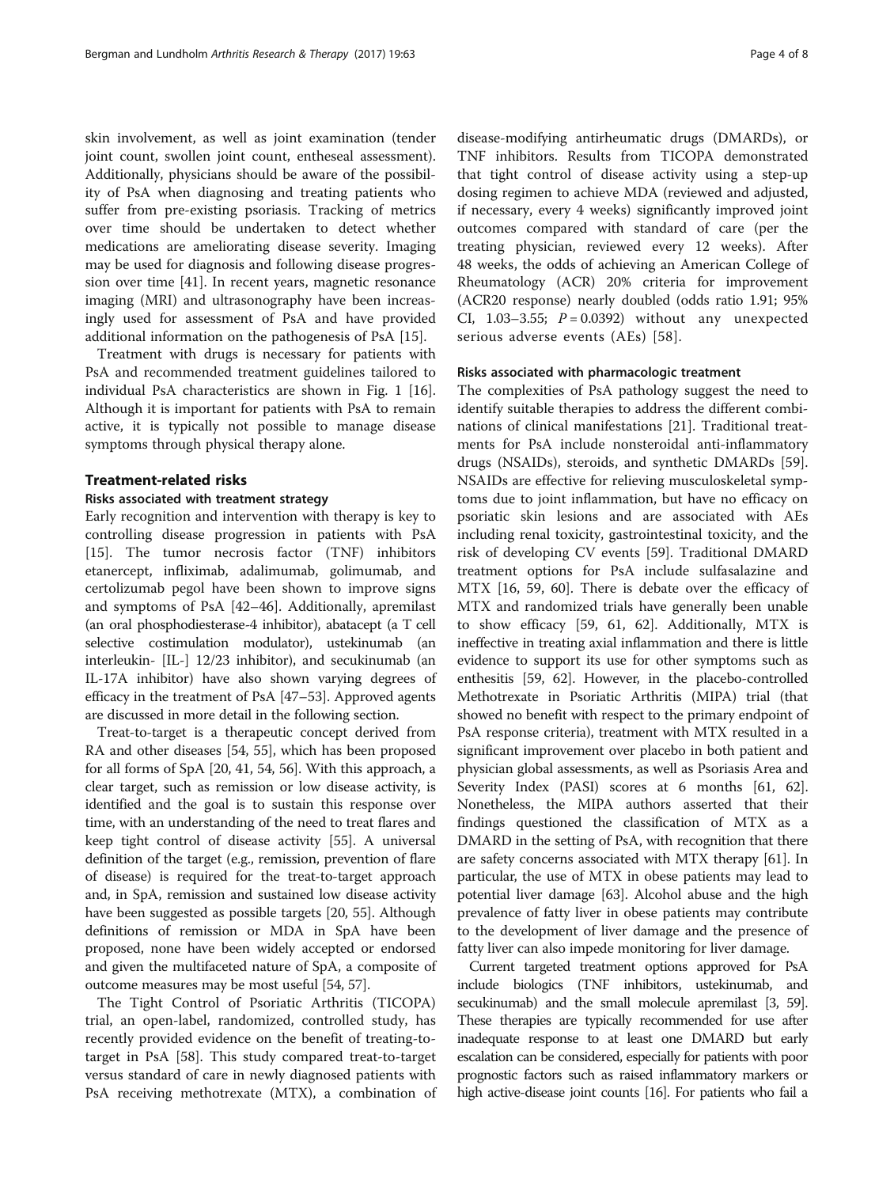skin involvement, as well as joint examination (tender joint count, swollen joint count, entheseal assessment). Additionally, physicians should be aware of the possibility of PsA when diagnosing and treating patients who suffer from pre-existing psoriasis. Tracking of metrics over time should be undertaken to detect whether medications are ameliorating disease severity. Imaging may be used for diagnosis and following disease progression over time [41]. In recent years, magnetic resonance imaging (MRI) and ultrasonography have been increasingly used for assessment of PsA and have provided additional information on the pathogenesis of PsA [15].

Treatment with drugs is necessary for patients with PsA and recommended treatment guidelines tailored to individual PsA characteristics are shown in Fig. 1 [16]. Although it is important for patients with PsA to remain active, it is typically not possible to manage disease symptoms through physical therapy alone.

## Treatment-related risks

### Risks associated with treatment strategy

Early recognition and intervention with therapy is key to controlling disease progression in patients with PsA [15]. The tumor necrosis factor (TNF) inhibitors etanercept, infliximab, adalimumab, golimumab, and certolizumab pegol have been shown to improve signs and symptoms of PsA [42–46]. Additionally, apremilast (an oral phosphodiesterase-4 inhibitor), abatacept (a T cell selective costimulation modulator), ustekinumab (an interleukin- [IL-] 12/23 inhibitor), and secukinumab (an IL-17A inhibitor) have also shown varying degrees of efficacy in the treatment of PsA [47–53]. Approved agents are discussed in more detail in the following section.

Treat-to-target is a therapeutic concept derived from RA and other diseases [54, 55], which has been proposed for all forms of SpA [20, 41, 54, 56]. With this approach, a clear target, such as remission or low disease activity, is identified and the goal is to sustain this response over time, with an understanding of the need to treat flares and keep tight control of disease activity [55]. A universal definition of the target (e.g., remission, prevention of flare of disease) is required for the treat-to-target approach and, in SpA, remission and sustained low disease activity have been suggested as possible targets [20, 55]. Although definitions of remission or MDA in SpA have been proposed, none have been widely accepted or endorsed and given the multifaceted nature of SpA, a composite of outcome measures may be most useful [54, 57].

The Tight Control of Psoriatic Arthritis (TICOPA) trial, an open-label, randomized, controlled study, has recently provided evidence on the benefit of treating-to-target in PsA [58]. This study compared treat-to-target versus standard of care in newly diagnosed patients with PsA receiving methotrexate (MTX), a combination of disease-modifying antirheumatic drugs (DMARDs), or TNF inhibitors. Results from TICOPA demonstrated that tight control of disease activity using a step-up dosing regimen to achieve MDA (reviewed and adjusted, if necessary, every 4 weeks) significantly improved joint outcomes compared with standard of care (per the treating physician, reviewed every 12 weeks). After 48 weeks, the odds of achieving an American College of Rheumatology (ACR) 20% criteria for improvement (ACR20 response) nearly doubled (odds ratio 1.91; 95% CI, 1.03–3.55; $P = 0.0392$) without any unexpected serious adverse events (AEs) [58].

### Risks associated with pharmacologic treatment

The complexities of PsA pathology suggest the need to identify suitable therapies to address the different combinations of clinical manifestations [21]. Traditional treatments for PsA include nonsteroidal anti-inflammatory drugs (NSAIDs), steroids, and synthetic DMARDs [59]. NSAIDs are effective for relieving musculoskeletal symptoms due to joint inflammation, but have no efficacy on psoriatic skin lesions and are associated with AEs including renal toxicity, gastrointestinal toxicity, and the risk of developing CV events [59]. Traditional DMARD treatment options for PsA include sulfasalazine and MTX [16, 59, 60]. There is debate over the efficacy of MTX and randomized trials have generally been unable to show efficacy [59, 61, 62]. Additionally, MTX is ineffective in treating axial inflammation and there is little evidence to support its use for other symptoms such as enthesitis [59, 62]. However, in the placebo-controlled Methotrexate in Psoriatic Arthritis (MIPA) trial (that showed no benefit with respect to the primary endpoint of PsA response criteria), treatment with MTX resulted in a significant improvement over placebo in both patient and physician global assessments, as well as Psoriasis Area and Severity Index (PASI) scores at 6 months [61, 62]. Nonetheless, the MIPA authors asserted that their findings questioned the classification of MTX as a DMARD in the setting of PsA, with recognition that there are safety concerns associated with MTX therapy [61]. In particular, the use of MTX in obese patients may lead to potential liver damage [63]. Alcohol abuse and the high prevalence of fatty liver in obese patients may contribute to the development of liver damage and the presence of fatty liver can also impede monitoring for liver damage.

Current targeted treatment options approved for PsA include biologics (TNF inhibitors, ustekinumab, and secukinumab) and the small molecule apremilast [3, 59]. These therapies are typically recommended for use after inadequate response to at least one DMARD but early escalation can be considered, especially for patients with poor prognostic factors such as raised inflammatory markers or high active-disease joint counts [16]. For patients who fail a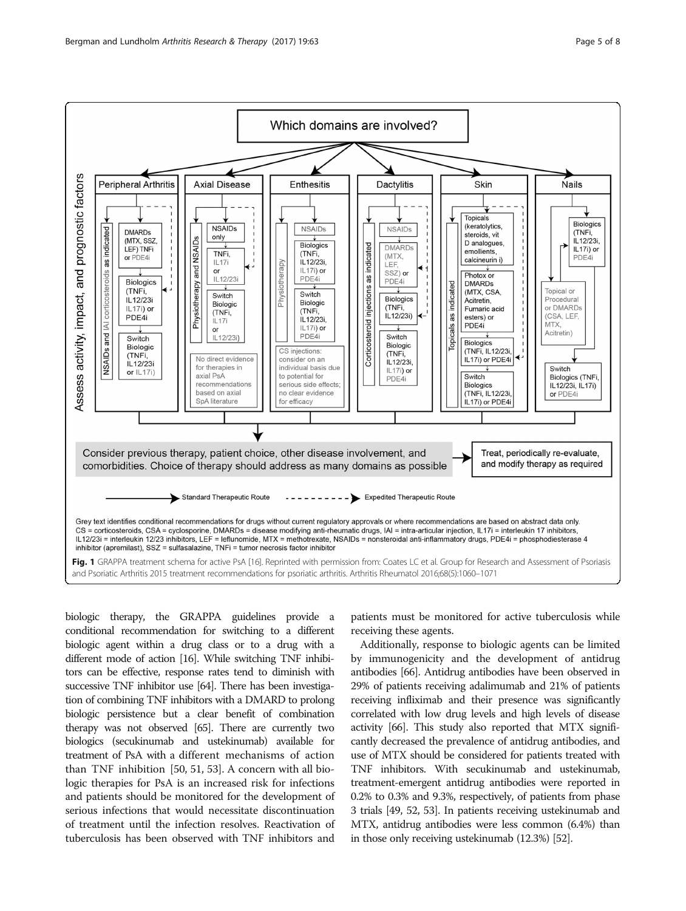Which domains are involved?

Assess activity, impact, and prognostic factors

| Peripheral Arthritis | Axial Disease | Enthesitis | Dactylitis | Skin | Nails |
| --- | --- | --- | --- | --- | --- |
| NSAIDs and IAI corticosteroids as indicated; DMARDs (MTX, SSZ, LEF) TNFi or PDE4i; Biologics (TNFi, IL12/23i IL17i) or PDE4i; Switch Biologic (TNFi, IL12/23i or IL17i) | Physiotherapy and NSAIDs; NSAIDs only; TNFi, IL17i or IL12/23i; Switch Biologic (TNFi, IL17i or IL12/23i); No direct evidence for therapies in axial PsA recommendations based on axial SpA literature | Physiotherapy; NSAIDs; Biologics (TNFi, IL12/23i, IL17i) or PDE4i; Switch Biologic (TNFi, IL12/23i, IL17i) or PDE4i; CS injections: consider on an individual basis due to potential for serious side effects; no clear evidence for efficacy | Corticosteroid injections as indicated; NSAIDs; DMARDs (MTX, LEF, SSZ) or PDE4i; Biologics (TNFi, IL12/23i); Switch Biologic (TNFi, IL12/23i, IL17i) or PDE4i | Topicals as indicated; Topicals (keratolytics, steroids, vit D analogues, emollients, calcineurin i); Photox or DMARDs (MTX, CSA, Acitretin, Fumaric acid esters) or PDE4i; Biologics (TNFi, IL12/23i, IL17i) or PDE4i; Switch Biologics (TNFi, IL12/23i, IL17i) or PDE4i | Biologics (TNFi, IL12/23i, IL17i) or PDE4i; Topical or Procedural or DMARDs (CSA, LEF, MTX, Acitretin); Switch Biologics (TNFi, IL12/23i, IL17i) or PDE4i |

Consider previous therapy, patient choice, other disease involvement, and comorbidities. Choice of therapy should address as many domains as possible → Treat, periodically re-evaluate, and modify therapy as required

Standard Therapeutic Route — Expedited Therapeutic Route

Grey text identifies conditional recommendations for drugs without current regulatory approvals or where recommendations are based on abstract data only.
CS = corticosteroids, CSA = cyclosporine, DMARDs = disease modifying anti-rheumatic drugs, IAI = intra-articular injection, IL17i = interleukin 17 inhibitors, IL12/23i = interleukin 12/23 inhibitors, LEF = leflunomide, MTX = methotrexate, NSAIDs = nonsteroidal anti-inflammatory drugs, PDE4i = phosphodiesterase 4 inhibitor (apremilast), SSZ = sulfasalazine, TNFi = tumor necrosis factor inhibitor

**Fig. 1** GRAPPA treatment schema for active PsA [16]. Reprinted with permission from: Coates LC et al. Group for Research and Assessment of Psoriasis and Psoriatic Arthritis 2015 treatment recommendations for psoriatic arthritis. Arthritis Rheumatol 2016;68(5):1060–1071

biologic therapy, the GRAPPA guidelines provide a conditional recommendation for switching to a different biologic agent within a drug class or to a drug with a different mode of action [16]. While switching TNF inhibitors can be effective, response rates tend to diminish with successive TNF inhibitor use [64]. There has been investigation of combining TNF inhibitors with a DMARD to prolong biologic persistence but a clear benefit of combination therapy was not observed [65]. There are currently two biologics (secukinumab and ustekinumab) available for treatment of PsA with a different mechanisms of action than TNF inhibition [50, 51, 53]. A concern with all biologic therapies for PsA is an increased risk for infections and patients should be monitored for the development of serious infections that would necessitate discontinuation of treatment until the infection resolves. Reactivation of tuberculosis has been observed with TNF inhibitors and patients must be monitored for active tuberculosis while receiving these agents.

Additionally, response to biologic agents can be limited by immunogenicity and the development of antidrug antibodies [66]. Antidrug antibodies have been observed in 29% of patients receiving adalimumab and 21% of patients receiving infliximab and their presence was significantly correlated with low drug levels and high levels of disease activity [66]. This study also reported that MTX significantly decreased the prevalence of antidrug antibodies, and use of MTX should be considered for patients treated with TNF inhibitors. With secukinumab and ustekinumab, treatment-emergent antidrug antibodies were reported in 0.2% to 0.3% and 9.3%, respectively, of patients from phase 3 trials [49, 52, 53]. In patients receiving ustekinumab and MTX, antidrug antibodies were less common (6.4%) than in those only receiving ustekinumab (12.3%) [52].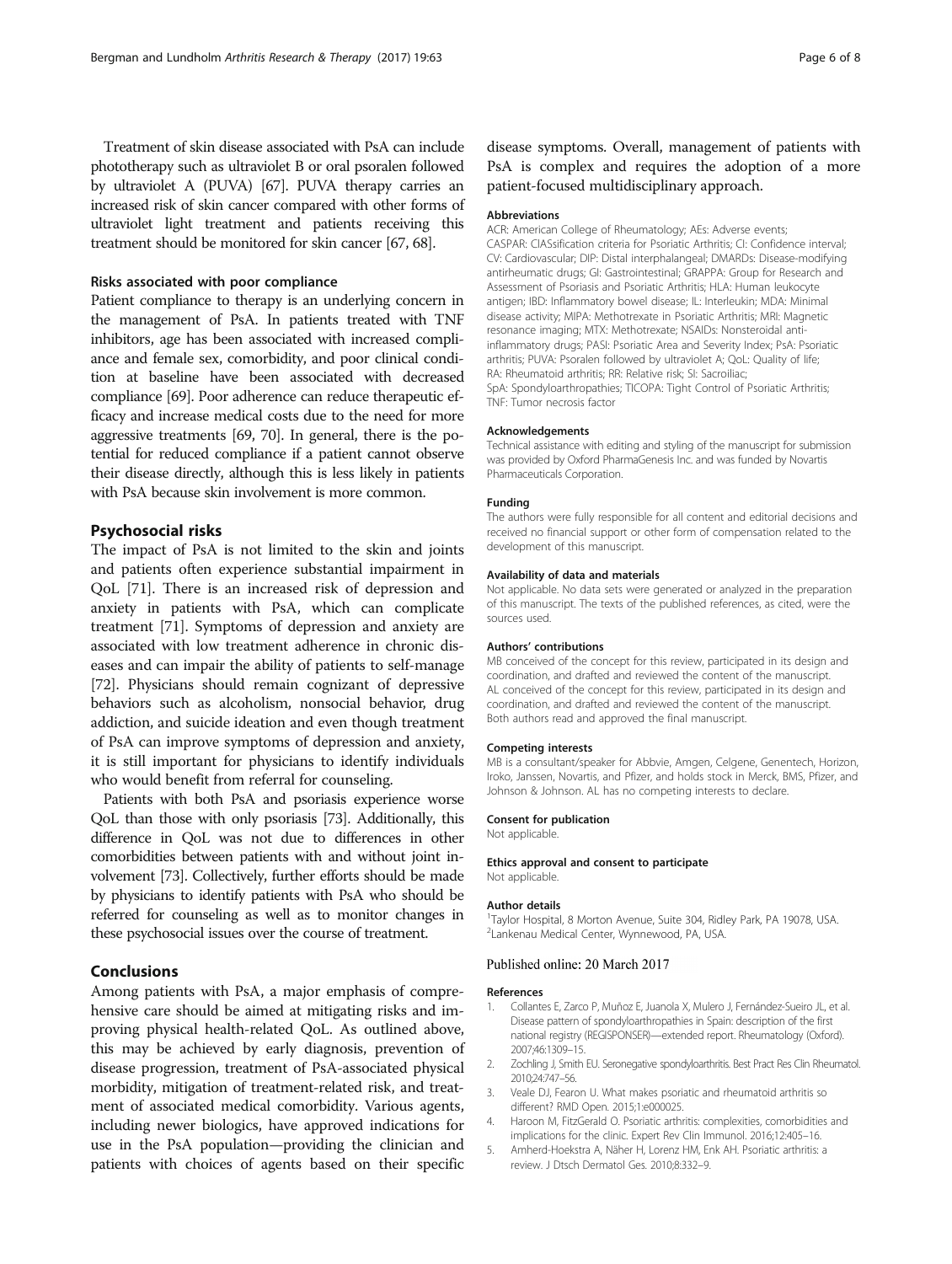Treatment of skin disease associated with PsA can include phototherapy such as ultraviolet B or oral psoralen followed by ultraviolet A (PUVA) [67]. PUVA therapy carries an increased risk of skin cancer compared with other forms of ultraviolet light treatment and patients receiving this treatment should be monitored for skin cancer [67, 68].

### Risks associated with poor compliance

Patient compliance to therapy is an underlying concern in the management of PsA. In patients treated with TNF inhibitors, age has been associated with increased compliance and female sex, comorbidity, and poor clinical condition at baseline have been associated with decreased compliance [69]. Poor adherence can reduce therapeutic efficacy and increase medical costs due to the need for more aggressive treatments [69, 70]. In general, there is the potential for reduced compliance if a patient cannot observe their disease directly, although this is less likely in patients with PsA because skin involvement is more common.

## Psychosocial risks

The impact of PsA is not limited to the skin and joints and patients often experience substantial impairment in QoL [71]. There is an increased risk of depression and anxiety in patients with PsA, which can complicate treatment [71]. Symptoms of depression and anxiety are associated with low treatment adherence in chronic diseases and can impair the ability of patients to self-manage [72]. Physicians should remain cognizant of depressive behaviors such as alcoholism, nonsocial behavior, drug addiction, and suicide ideation and even though treatment of PsA can improve symptoms of depression and anxiety, it is still important for physicians to identify individuals who would benefit from referral for counseling.

Patients with both PsA and psoriasis experience worse QoL than those with only psoriasis [73]. Additionally, this difference in QoL was not due to differences in other comorbidities between patients with and without joint involvement [73]. Collectively, further efforts should be made by physicians to identify patients with PsA who should be referred for counseling as well as to monitor changes in these psychosocial issues over the course of treatment.

## Conclusions

Among patients with PsA, a major emphasis of comprehensive care should be aimed at mitigating risks and improving physical health-related QoL. As outlined above, this may be achieved by early diagnosis, prevention of disease progression, treatment of PsA-associated physical morbidity, mitigation of treatment-related risk, and treatment of associated medical comorbidity. Various agents, including newer biologics, have approved indications for use in the PsA population—providing the clinician and patients with choices of agents based on their specific disease symptoms. Overall, management of patients with PsA is complex and requires the adoption of a more patient-focused multidisciplinary approach.

#### Abbreviations

ACR: American College of Rheumatology; AEs: Adverse events; CASPAR: ClASsification criteria for Psoriatic Arthritis; CI: Confidence interval; CV: Cardiovascular; DIP: Distal interphalangeal; DMARDs: Disease-modifying antirheumatic drugs; GI: Gastrointestinal; GRAPPA: Group for Research and Assessment of Psoriasis and Psoriatic Arthritis; HLA: Human leukocyte antigen; IBD: Inflammatory bowel disease; IL: Interleukin; MDA: Minimal disease activity; MIPA: Methotrexate in Psoriatic Arthritis; MRI: Magnetic resonance imaging; MTX: Methotrexate; NSAIDs: Nonsteroidal anti-inflammatory drugs; PASI: Psoriatic Area and Severity Index; PsA: Psoriatic arthritis; PUVA: Psoralen followed by ultraviolet A; QoL: Quality of life; RA: Rheumatoid arthritis; RR: Relative risk; SI: Sacroiliac; SpA: Spondyloarthropathies; TICOPA: Tight Control of Psoriatic Arthritis; TNF: Tumor necrosis factor

#### Acknowledgements

Technical assistance with editing and styling of the manuscript for submission was provided by Oxford PharmaGenesis Inc. and was funded by Novartis Pharmaceuticals Corporation.

#### Funding

The authors were fully responsible for all content and editorial decisions and received no financial support or other form of compensation related to the development of this manuscript.

#### Availability of data and materials

Not applicable. No data sets were generated or analyzed in the preparation of this manuscript. The texts of the published references, as cited, were the sources used.

#### Authors' contributions

MB conceived of the concept for this review, participated in its design and coordination, and drafted and reviewed the content of the manuscript. AL conceived of the concept for this review, participated in its design and coordination, and drafted and reviewed the content of the manuscript. Both authors read and approved the final manuscript.

#### Competing interests

MB is a consultant/speaker for Abbvie, Amgen, Celgene, Genentech, Horizon, Iroko, Janssen, Novartis, and Pfizer, and holds stock in Merck, BMS, Pfizer, and Johnson & Johnson. AL has no competing interests to declare.

#### Consent for publication

Not applicable.

#### Ethics approval and consent to participate

Not applicable.

#### Author details

[1]Taylor Hospital, 8 Morton Avenue, Suite 304, Ridley Park, PA 19078, USA. [2]Lankenau Medical Center, Wynnewood, PA, USA.

Published online: 20 March 2017

#### References

1. Collantes E, Zarco P, Muñoz E, Juanola X, Mulero J, Fernández-Sueiro JL, et al. Disease pattern of spondyloarthropathies in Spain: description of the first national registry (REGISPONSER)—extended report. Rheumatology (Oxford). 2007;46:1309–15.
2. Zochling J, Smith EU. Seronegative spondyloarthritis. Best Pract Res Clin Rheumatol. 2010;24:747–56.
3. Veale DJ, Fearon U. What makes psoriatic and rheumatoid arthritis so different? RMD Open. 2015;1:e000025.
4. Haroon M, FitzGerald O. Psoriatic arthritis: complexities, comorbidities and implications for the clinic. Expert Rev Clin Immunol. 2016;12:405–16.
5. Amherd-Hoekstra A, Näher H, Lorenz HM, Enk AH. Psoriatic arthritis: a review. J Dtsch Dermatol Ges. 2010;8:332–9.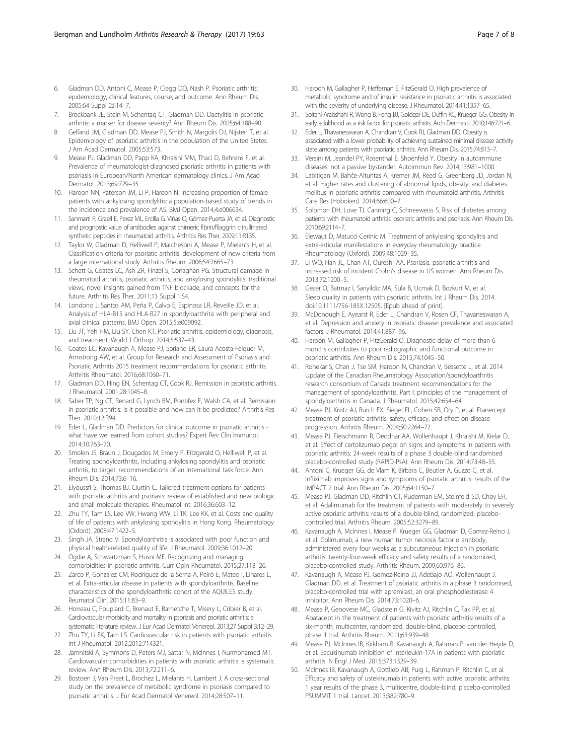6. Gladman DD, Antoni C, Mease P, Clegg DO, Nash P. Psoriatic arthritis: epidemiology, clinical features, course, and outcome. Ann Rheum Dis. 2005;64 Suppl 2:ii14–7.
7. Brockbank JE, Stein M, Schentag CT, Gladman DD. Dactylitis in psoriatic arthritis: a marker for disease severity? Ann Rheum Dis. 2005;64:188–90.
8. Gelfand JM, Gladman DD, Mease PJ, Smith N, Margolis DJ, Nijsten T, et al. Epidemiology of psoriatic arthritis in the population of the United States. J Am Acad Dermatol. 2005;53:573.
9. Mease PJ, Gladman DD, Papp KA, Khraishi MM, Thaci D, Behrens F, et al. Prevalence of rheumatologist-diagnosed psoriatic arthritis in patients with psoriasis in European/North American dermatology clinics. J Am Acad Dermatol. 2013;69:729–35.
10. Haroon NN, Paterson JM, Li P, Haroon N. Increasing proportion of female patients with ankylosing spondylitis: a population-based study of trends in the incidence and prevalence of AS. BMJ Open. 2014;4:e006634.
11. Sanmarti R, Graell E, Perez ML, Ercilla G, Viñas O, Gómez-Puerta JA, et al. Diagnostic and prognostic value of antibodies against chimeric fibrin/filaggrin citrullinated synthetic peptides in rheumatoid arthritis. Arthritis Res Ther. 2009;11:R135.
12. Taylor W, Gladman D, Helliwell P, Marchesoni A, Mease P, Mielants H, et al. Classification criteria for psoriatic arthritis: development of new criteria from a large international study. Arthritis Rheum. 2006;54:2665–73.
13. Schett G, Coates LC, Ash ZR, Finzel S, Conaghan PG. Structural damage in rheumatoid arthritis, psoriatic arthritis, and ankylosing spondylitis: traditional views, novel insights gained from TNF blockade, and concepts for the future. Arthritis Res Ther. 2011;13 Suppl 1:S4.
14. Londono J, Santos AM, Peña P, Calvo E, Espinosa LR, Reveille JD, et al. Analysis of HLA-B15 and HLA-B27 in spondyloarthritis with peripheral and axial clinical patterns. BMJ Open. 2015;5:e009092.
15. Liu JT, Yeh HM, Liu SY, Chen KT. Psoriatic arthritis: epidemiology, diagnosis, and treatment. World J Orthop. 2014;5:537–43.
16. Coates LC, Kavanaugh A, Mease PJ, Soriano ER, Laura Acosta-Felquer M, Armstrong AW, et al. Group for Research and Assessment of Psoriasis and Psoriatic Arthritis 2015 treatment recommendations for psoriatic arthritis. Arthritis Rheumatol. 2016;68:1060–71.
17. Gladman DD, Hing EN, Schentag CT, Cook RJ. Remission in psoriatic arthritis. J Rheumatol. 2001;28:1045–8.
18. Saber TP, Ng CT, Renard G, Lynch BM, Pontifex E, Walsh CA, et al. Remission in psoriatic arthritis: is it possible and how can it be predicted? Arthritis Res Ther. 2010;12:R94.
19. Eder L, Gladman DD. Predictors for clinical outcome in psoriatic arthritis - what have we learned from cohort studies? Expert Rev Clin Immunol. 2014;10:763–70.
20. Smolen JS, Braun J, Dougados M, Emery P, Fitzgerald O, Helliwell P, et al. Treating spondyloarthritis, including ankylosing spondylitis and psoriatic arthritis, to target: recommendations of an international task force. Ann Rheum Dis. 2014;73:6–16.
21. Elyoussfi S, Thomas BJ, Ciurtin C. Tailored treatment options for patients with psoriatic arthritis and psoriasis: review of established and new biologic and small molecule therapies. Rheumatol Int. 2016;36:603–12.
22. Zhu TY, Tam LS, Lee VW, Hwang WW, Li TK, Lee KK, et al. Costs and quality of life of patients with ankylosing spondylitis in Hong Kong. Rheumatology (Oxford). 2008;47:1422–5.
23. Singh JA, Strand V. Spondyloarthritis is associated with poor function and physical health-related quality of life. J Rheumatol. 2009;36:1012–20.
24. Ogdie A, Schwartzman S, Husni ME. Recognizing and managing comorbidities in psoriatic arthritis. Curr Opin Rheumatol. 2015;27:118–26.
25. Zarco P, González CM, Rodríguez de la Serna A, Peiró E, Mateo I, Linares L, et al. Extra-articular disease in patients with spondyloarthritis. Baseline characteristics of the spondyloarthritis cohort of the AQUILES study. Reumatol Clin. 2015;11:83–9.
26. Horreau C, Pouplard C, Brenaut E, Barnetche T, Misery L, Cribier B, et al. Cardiovascular morbidity and mortality in psoriasis and psoriatic arthritis: a systematic literature review. J Eur Acad Dermatol Venereol. 2013;27 Suppl 3:12–29.
27. Zhu TY, Li EK, Tam LS. Cardiovascular risk in patients with psoriatic arthritis. Int J Rheumatol. 2012;2012:714321.
28. Jamnitski A, Symmons D, Peters MJ, Sattar N, McInnes I, Nurmohamed MT. Cardiovascular comorbidities in patients with psoriatic arthritis: a systematic review. Ann Rheum Dis. 2013;72:211–6.
29. Bostoen J, Van Praet L, Brochez L, Mielants H, Lambert J. A cross-sectional study on the prevalence of metabolic syndrome in psoriasis compared to psoriatic arthritis. J Eur Acad Dermatol Venereol. 2014;28:507–11.
30. Haroon M, Gallagher P, Heffernan E, FitzGerald O. High prevalence of metabolic syndrome and of insulin resistance in psoriatic arthritis is associated with the severity of underlying disease. J Rheumatol. 2014;41:1357–65.
31. Soltani-Arabshahi R, Wong B, Feng BJ, Goldgar DE, Duffin KC, Krueger GG. Obesity in early adulthood as a risk factor for psoriatic arthritis. Arch Dermatol. 2010;146:721–6.
32. Eder L, Thavaneswaran A, Chandran V, Cook RJ, Gladman DD. Obesity is associated with a lower probability of achieving sustained minimal disease activity state among patients with psoriatic arthritis. Ann Rheum Dis. 2015;74:813–7.
33. Versini M, Jeandel PY, Rosenthal E, Shoenfeld Y. Obesity in autoimmune diseases: not a passive bystander. Autoimmun Rev. 2014;13:981–1000.
34. Labitigan M, Bahče-Altuntas A, Kremer JM, Reed G, Greenberg JD, Jordan N, et al. Higher rates and clustering of abnormal lipids, obesity, and diabetes mellitus in psoriatic arthritis compared with rheumatoid arthritis. Arthritis Care Res (Hoboken). 2014;66:600–7.
35. Solomon DH, Love TJ, Canning C, Schneeweiss S. Risk of diabetes among patients with rheumatoid arthritis, psoriatic arthritis and psoriasis. Ann Rheum Dis. 2010;69:2114–7.
36. Elewaut D, Matucci-Cerinic M. Treatment of ankylosing spondylitis and extra-articular manifestations in everyday rheumatology practice. Rheumatology (Oxford). 2009;48:1029–35.
37. Li WQ, Han JL, Chan AT, Qureshi AA. Psoriasis, psoriatic arthritis and increased risk of incident Crohn's disease in US women. Ann Rheum Dis. 2013;72:1200–5.
38. Gezer O, Batmaz I, Sariyildiz MA, Sula B, Ucmak D, Bozkurt M, et al. Sleep quality in patients with psoriatic arthritis. Int J Rheum Dis. 2014. doi:10.1111/756-185X.12505. [Epub ahead of print].
39. McDonough E, Ayearst R, Eder L, Chandran V, Rosen CF, Thavaneswaran A, et al. Depression and anxiety in psoriatic disease: prevalence and associated factors. J Rheumatol. 2014;41:887–96.
40. Haroon M, Gallagher P, FitzGerald O. Diagnostic delay of more than 6 months contributes to poor radiographic and functional outcome in psoriatic arthritis. Ann Rheum Dis. 2015;74:1045–50.
41. Rohekar S, Chan J, Tse SM, Haroon N, Chandran V, Bessette L, et al. 2014 Update of the Canadian Rheumatology Association/spondyloarthritis research consortium of Canada treatment recommendations for the management of spondyloarthritis. Part I: principles of the management of spondyloarthritis in Canada. J Rheumatol. 2015;42:654–64.
42. Mease PJ, Kivitz AJ, Burch FX, Siegel EL, Cohen SB, Ory P, et al. Etanercept treatment of psoriatic arthritis: safety, efficacy, and effect on disease progression. Arthritis Rheum. 2004;50:2264–72.
43. Mease PJ, Fleischmann R, Deodhar AA, Wollenhaupt J, Khraishi M, Kielar D, et al. Effect of certolizumab pegol on signs and symptoms in patients with psoriatic arthritis: 24-week results of a phase 3 double-blind randomised placebo-controlled study (RAPID-PsA). Ann Rheum Dis. 2014;73:48–55.
44. Antoni C, Krueger GG, de Vlam K, Birbara C, Beutler A, Guzzo C, et al. Infliximab improves signs and symptoms of psoriatic arthritis: results of the IMPACT 2 trial. Ann Rheum Dis. 2005;64:1150–7.
45. Mease PJ, Gladman DD, Ritchlin CT, Ruderman EM, Steinfeld SD, Choy EH, et al. Adalimumab for the treatment of patients with moderately to severely active psoriatic arthritis: results of a double-blind, randomized, placebo-controlled trial. Arthritis Rheum. 2005;52:3279–89.
46. Kavanaugh A, McInnes I, Mease P, Krueger GG, Gladman D, Gomez-Reino J, et al. Golimumab, a new human tumor necrosis factor α antibody, administered every four weeks as a subcutaneous injection in psoriatic arthritis: twenty-four-week efficacy and safety results of a randomized, placebo-controlled study. Arthritis Rheum. 2009;60:976–86.
47. Kavanaugh A, Mease PJ, Gomez-Reino JJ, Adebajo AO, Wollenhaupt J, Gladman DD, et al. Treatment of psoriatic arthritis in a phase 3 randomised, placebo-controlled trial with apremilast, an oral phosphodiesterase 4 inhibitor. Ann Rheum Dis. 2014;73:1020–6.
48. Mease P, Genovese MC, Gladstein G, Kivitz AJ, Ritchlin C, Tak PP, et al. Abatacept in the treatment of patients with psoriatic arthritis: results of a six-month, multicenter, randomized, double-blind, placebo-controlled, phase II trial. Arthritis Rheum. 2011;63:939–48.
49. Mease PJ, McInnes IB, Kirkham B, Kavanaugh A, Rahman P, van der Heijde D, et al. Secukinumab inhibition of interleukin-17A in patients with psoriatic arthritis. N Engl J Med. 2015;373:1329–39.
50. McInnes IB, Kavanaugh A, Gottlieb AB, Puig L, Rahman P, Ritchlin C, et al. Efficacy and safety of ustekinumab in patients with active psoriatic arthritis: 1 year results of the phase 3, multicentre, double-blind, placebo-controlled PSUMMIT 1 trial. Lancet. 2013;382:780–9.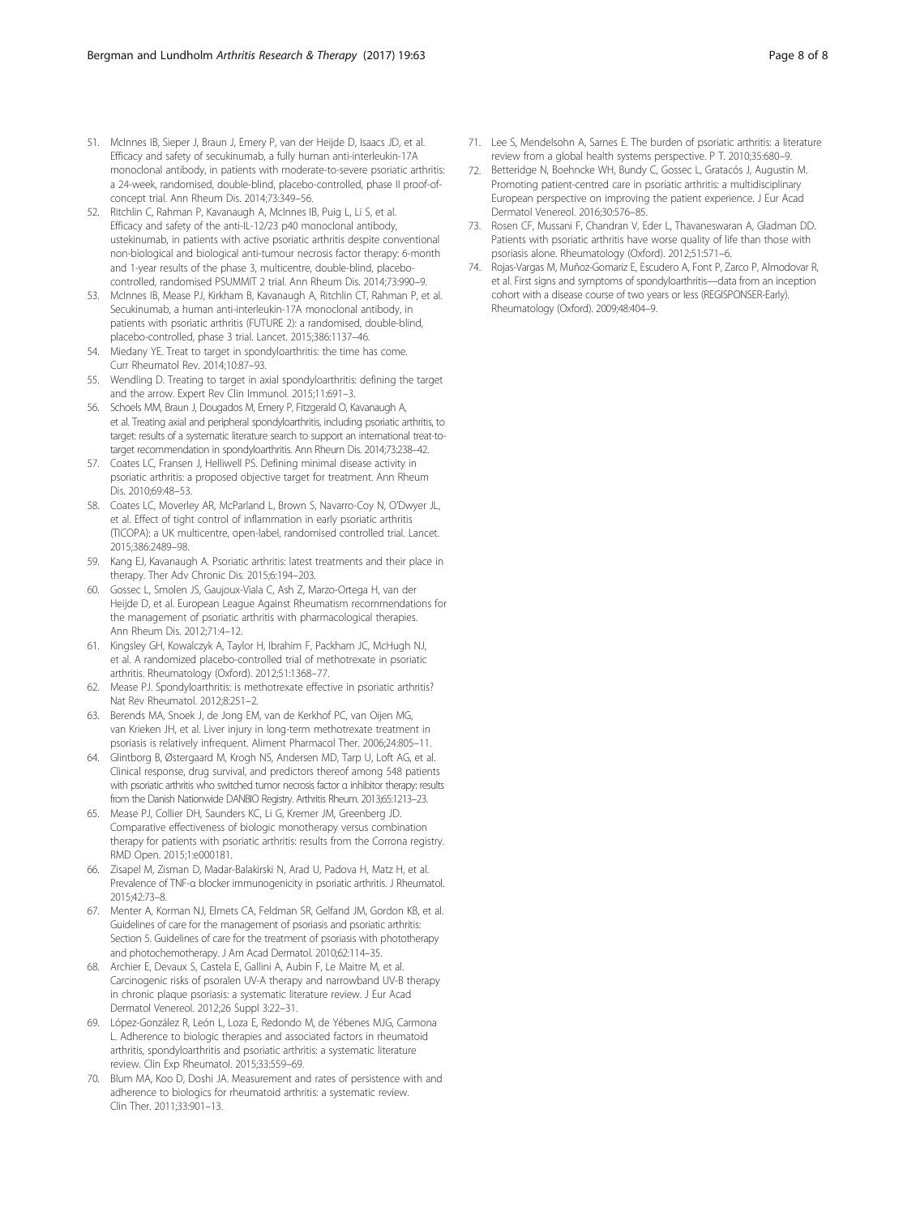51. McInnes IB, Sieper J, Braun J, Emery P, van der Heijde D, Isaacs JD, et al. Efficacy and safety of secukinumab, a fully human anti-interleukin-17A monoclonal antibody, in patients with moderate-to-severe psoriatic arthritis: a 24-week, randomised, double-blind, placebo-controlled, phase II proof-of-concept trial. Ann Rheum Dis. 2014;73:349–56.
52. Ritchlin C, Rahman P, Kavanaugh A, McInnes IB, Puig L, Li S, et al. Efficacy and safety of the anti-IL-12/23 p40 monoclonal antibody, ustekinumab, in patients with active psoriatic arthritis despite conventional non-biological and biological anti-tumour necrosis factor therapy: 6-month and 1-year results of the phase 3, multicentre, double-blind, placebo-controlled, randomised PSUMMIT 2 trial. Ann Rheum Dis. 2014;73:990–9.
53. McInnes IB, Mease PJ, Kirkham B, Kavanaugh A, Ritchlin CT, Rahman P, et al. Secukinumab, a human anti-interleukin-17A monoclonal antibody, in patients with psoriatic arthritis (FUTURE 2): a randomised, double-blind, placebo-controlled, phase 3 trial. Lancet. 2015;386:1137–46.
54. Miedany YE. Treat to target in spondyloarthritis: the time has come. Curr Rheumatol Rev. 2014;10:87–93.
55. Wendling D. Treating to target in axial spondyloarthritis: defining the target and the arrow. Expert Rev Clin Immunol. 2015;11:691–3.
56. Schoels MM, Braun J, Dougados M, Emery P, Fitzgerald O, Kavanaugh A, et al. Treating axial and peripheral spondyloarthritis, including psoriatic arthritis, to target: results of a systematic literature search to support an international treat-to-target recommendation in spondyloarthritis. Ann Rheum Dis. 2014;73:238–42.
57. Coates LC, Fransen J, Helliwell PS. Defining minimal disease activity in psoriatic arthritis: a proposed objective target for treatment. Ann Rheum Dis. 2010;69:48–53.
58. Coates LC, Moverley AR, McParland L, Brown S, Navarro-Coy N, O'Dwyer JL, et al. Effect of tight control of inflammation in early psoriatic arthritis (TICOPA): a UK multicentre, open-label, randomised controlled trial. Lancet. 2015;386:2489–98.
59. Kang EJ, Kavanaugh A. Psoriatic arthritis: latest treatments and their place in therapy. Ther Adv Chronic Dis. 2015;6:194–203.
60. Gossec L, Smolen JS, Gaujoux-Viala C, Ash Z, Marzo-Ortega H, van der Heijde D, et al. European League Against Rheumatism recommendations for the management of psoriatic arthritis with pharmacological therapies. Ann Rheum Dis. 2012;71:4–12.
61. Kingsley GH, Kowalczyk A, Taylor H, Ibrahim F, Packham JC, McHugh NJ, et al. A randomized placebo-controlled trial of methotrexate in psoriatic arthritis. Rheumatology (Oxford). 2012;51:1368–77.
62. Mease PJ. Spondyloarthritis: is methotrexate effective in psoriatic arthritis? Nat Rev Rheumatol. 2012;8:251–2.
63. Berends MA, Snoek J, de Jong EM, van de Kerkhof PC, van Oijen MG, van Krieken JH, et al. Liver injury in long-term methotrexate treatment in psoriasis is relatively infrequent. Aliment Pharmacol Ther. 2006;24:805–11.
64. Glintborg B, Østergaard M, Krogh NS, Andersen MD, Tarp U, Loft AG, et al. Clinical response, drug survival, and predictors thereof among 548 patients with psoriatic arthritis who switched tumor necrosis factor α inhibitor therapy: results from the Danish Nationwide DANBIO Registry. Arthritis Rheum. 2013;65:1213–23.
65. Mease PJ, Collier DH, Saunders KC, Li G, Kremer JM, Greenberg JD. Comparative effectiveness of biologic monotherapy versus combination therapy for patients with psoriatic arthritis: results from the Corrona registry. RMD Open. 2015;1:e000181.
66. Zisapel M, Zisman D, Madar-Balakirski N, Arad U, Padova H, Matz H, et al. Prevalence of TNF-α blocker immunogenicity in psoriatic arthritis. J Rheumatol. 2015;42:73–8.
67. Menter A, Korman NJ, Elmets CA, Feldman SR, Gelfand JM, Gordon KB, et al. Guidelines of care for the management of psoriasis and psoriatic arthritis: Section 5. Guidelines of care for the treatment of psoriasis with phototherapy and photochemotherapy. J Am Acad Dermatol. 2010;62:114–35.
68. Archier E, Devaux S, Castela E, Gallini A, Aubin F, Le Maitre M, et al. Carcinogenic risks of psoralen UV-A therapy and narrowband UV-B therapy in chronic plaque psoriasis: a systematic literature review. J Eur Acad Dermatol Venereol. 2012;26 Suppl 3:22–31.
69. López-González R, León L, Loza E, Redondo M, de Yébenes MJG, Carmona L. Adherence to biologic therapies and associated factors in rheumatoid arthritis, spondyloarthritis and psoriatic arthritis: a systematic literature review. Clin Exp Rheumatol. 2015;33:559–69.
70. Blum MA, Koo D, Doshi JA. Measurement and rates of persistence with and adherence to biologics for rheumatoid arthritis: a systematic review. Clin Ther. 2011;33:901–13.
71. Lee S, Mendelsohn A, Sarnes E. The burden of psoriatic arthritis: a literature review from a global health systems perspective. P T. 2010;35:680–9.
72. Betteridge N, Boehncke WH, Bundy C, Gossec L, Gratacós J, Augustin M. Promoting patient-centred care in psoriatic arthritis: a multidisciplinary European perspective on improving the patient experience. J Eur Acad Dermatol Venereol. 2016;30:576–85.
73. Rosen CF, Mussani F, Chandran V, Eder L, Thavaneswaran A, Gladman DD. Patients with psoriatic arthritis have worse quality of life than those with psoriasis alone. Rheumatology (Oxford). 2012;51:571–6.
74. Rojas-Vargas M, Muñoz-Gomariz E, Escudero A, Font P, Zarco P, Almodovar R, et al. First signs and symptoms of spondyloarthritis—data from an inception cohort with a disease course of two years or less (REGISPONSER-Early). Rheumatology (Oxford). 2009;48:404–9.